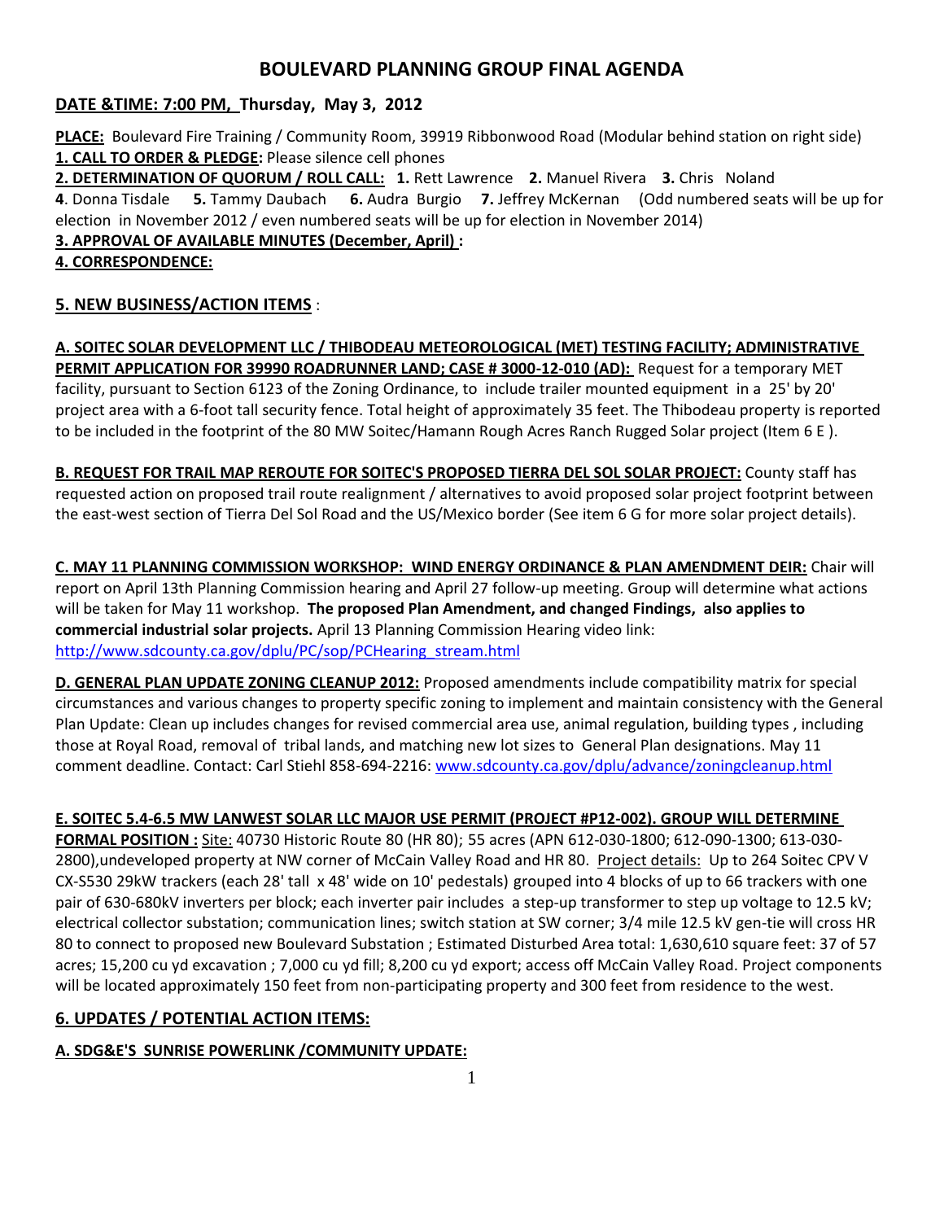# BOULEVARD PLANNING GROUP FINAL AGENDA

**DATE &TIME: 7:00 PM, Thursday, May 3, 2012**

**PLACE:** Boulevard Fire Training / Community Room, 39919 Ribbonwood Road (Modular behind station on right side)

**1. CALL TO ORDER & PLEDGE:** Please silence cell phones

**2. DETERMINATION OF QUORUM / ROLL CALL:** **1.** Rett Lawrence **2.** Manuel Rivera **3.** Chris Noland **4**. Donna Tisdale **5.** Tammy Daubach **6.** Audra Burgio **7.** Jeffrey McKernan (Odd numbered seats will be up for election in November 2012 / even numbered seats will be up for election in November 2014)

**3. APPROVAL OF AVAILABLE MINUTES (December, April) :**

**4. CORRESPONDENCE:**

## 5. NEW BUSINESS/ACTION ITEMS :

**A. SOITEC SOLAR DEVELOPMENT LLC / THIBODEAU METEOROLOGICAL (MET) TESTING FACILITY; ADMINISTRATIVE PERMIT APPLICATION FOR 39990 ROADRUNNER LAND; CASE # 3000-12-010 (AD):** Request for a temporary MET facility, pursuant to Section 6123 of the Zoning Ordinance, to include trailer mounted equipment in a 25' by 20' project area with a 6-foot tall security fence. Total height of approximately 35 feet. The Thibodeau property is reported to be included in the footprint of the 80 MW Soitec/Hamann Rough Acres Ranch Rugged Solar project (Item 6 E ).

**B. REQUEST FOR TRAIL MAP REROUTE FOR SOITEC'S PROPOSED TIERRA DEL SOL SOLAR PROJECT:** County staff has requested action on proposed trail route realignment / alternatives to avoid proposed solar project footprint between the east-west section of Tierra Del Sol Road and the US/Mexico border (See item 6 G for more solar project details).

**C. MAY 11 PLANNING COMMISSION WORKSHOP: WIND ENERGY ORDINANCE & PLAN AMENDMENT DEIR:** Chair will report on April 13th Planning Commission hearing and April 27 follow-up meeting. Group will determine what actions will be taken for May 11 workshop. **The proposed Plan Amendment, and changed Findings, also applies to commercial industrial solar projects.** April 13 Planning Commission Hearing video link: http://www.sdcounty.ca.gov/dplu/PC/sop/PCHearing_stream.html

**D. GENERAL PLAN UPDATE ZONING CLEANUP 2012:** Proposed amendments include compatibility matrix for special circumstances and various changes to property specific zoning to implement and maintain consistency with the General Plan Update: Clean up includes changes for revised commercial area use, animal regulation, building types , including those at Royal Road, removal of tribal lands, and matching new lot sizes to General Plan designations. May 11 comment deadline. Contact: Carl Stiehl 858-694-2216: www.sdcounty.ca.gov/dplu/advance/zoningcleanup.html

**E. SOITEC 5.4-6.5 MW LANWEST SOLAR LLC MAJOR USE PERMIT (PROJECT #P12-002). GROUP WILL DETERMINE FORMAL POSITION :** Site: 40730 Historic Route 80 (HR 80); 55 acres (APN 612-030-1800; 612-090-1300; 613-030-2800),undeveloped property at NW corner of McCain Valley Road and HR 80. Project details: Up to 264 Soitec CPV V CX-S530 29kW trackers (each 28' tall x 48' wide on 10' pedestals) grouped into 4 blocks of up to 66 trackers with one pair of 630-680kV inverters per block; each inverter pair includes a step-up transformer to step up voltage to 12.5 kV; electrical collector substation; communication lines; switch station at SW corner; 3/4 mile 12.5 kV gen-tie will cross HR 80 to connect to proposed new Boulevard Substation ; Estimated Disturbed Area total: 1,630,610 square feet: 37 of 57 acres; 15,200 cu yd excavation ; 7,000 cu yd fill; 8,200 cu yd export; access off McCain Valley Road. Project components will be located approximately 150 feet from non-participating property and 300 feet from residence to the west.

## 6. UPDATES / POTENTIAL ACTION ITEMS:

**A. SDG&E'S SUNRISE POWERLINK /COMMUNITY UPDATE:**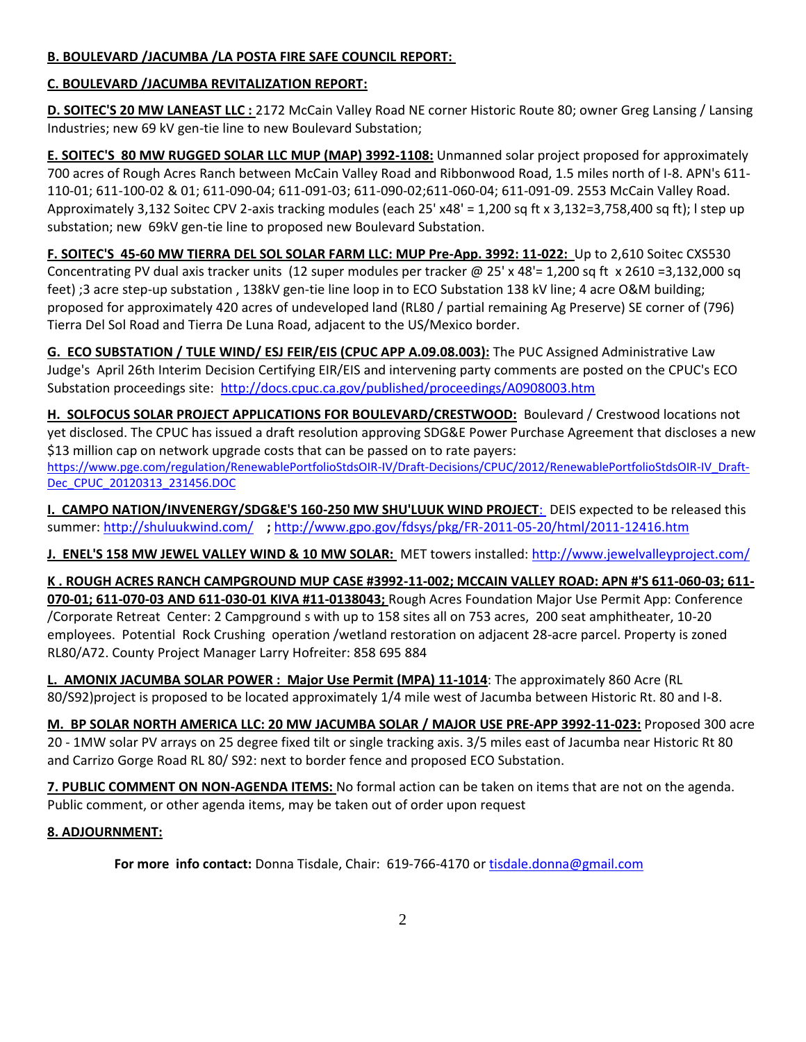**B. BOULEVARD /JACUMBA /LA POSTA FIRE SAFE COUNCIL REPORT:**

**C. BOULEVARD /JACUMBA REVITALIZATION REPORT:**

**D. SOITEC'S 20 MW LANEAST LLC :** 2172 McCain Valley Road NE corner Historic Route 80; owner Greg Lansing / Lansing Industries; new 69 kV gen-tie line to new Boulevard Substation;

**E. SOITEC'S 80 MW RUGGED SOLAR LLC MUP (MAP) 3992-1108:** Unmanned solar project proposed for approximately 700 acres of Rough Acres Ranch between McCain Valley Road and Ribbonwood Road, 1.5 miles north of I-8. APN's 611-110-01; 611-100-02 & 01; 611-090-04; 611-091-03; 611-090-02;611-060-04; 611-091-09. 2553 McCain Valley Road. Approximately 3,132 Soitec CPV 2-axis tracking modules (each 25' x48' = 1,200 sq ft x 3,132=3,758,400 sq ft); l step up substation; new 69kV gen-tie line to proposed new Boulevard Substation.

**F. SOITEC'S 45-60 MW TIERRA DEL SOL SOLAR FARM LLC: MUP Pre-App. 3992: 11-022:** Up to 2,610 Soitec CXS530 Concentrating PV dual axis tracker units (12 super modules per tracker @ 25' x 48'= 1,200 sq ft x 2610 =3,132,000 sq feet) ;3 acre step-up substation , 138kV gen-tie line loop in to ECO Substation 138 kV line; 4 acre O&M building; proposed for approximately 420 acres of undeveloped land (RL80 / partial remaining Ag Preserve) SE corner of (796) Tierra Del Sol Road and Tierra De Luna Road, adjacent to the US/Mexico border.

**G. ECO SUBSTATION / TULE WIND/ ESJ FEIR/EIS (CPUC APP A.09.08.003):** The PUC Assigned Administrative Law Judge's April 26th Interim Decision Certifying EIR/EIS and intervening party comments are posted on the CPUC's ECO Substation proceedings site: http://docs.cpuc.ca.gov/published/proceedings/A0908003.htm

**H. SOLFOCUS SOLAR PROJECT APPLICATIONS FOR BOULEVARD/CRESTWOOD:** Boulevard / Crestwood locations not yet disclosed. The CPUC has issued a draft resolution approving SDG&E Power Purchase Agreement that discloses a new $13 million cap on network upgrade costs that can be passed on to rate payers: https://www.pge.com/regulation/RenewablePortfolioStdsOIR-IV/Draft-Decisions/CPUC/2012/RenewablePortfolioStdsOIR-IV_Draft-Dec_CPUC_20120313_231456.DOC

**I. CAMPO NATION/INVENERGY/SDG&E'S 160-250 MW SHU'LUUK WIND PROJECT**: DEIS expected to be released this summer: http://shuluukwind.com/ **;** http://www.gpo.gov/fdsys/pkg/FR-2011-05-20/html/2011-12416.htm

**J. ENEL'S 158 MW JEWEL VALLEY WIND & 10 MW SOLAR:** MET towers installed: http://www.jewelvalleyproject.com/

**K . ROUGH ACRES RANCH CAMPGROUND MUP CASE #3992-11-002; MCCAIN VALLEY ROAD: APN #'S 611-060-03; 611-070-01; 611-070-03 AND 611-030-01 KIVA #11-0138043;** Rough Acres Foundation Major Use Permit App: Conference /Corporate Retreat Center: 2 Campground s with up to 158 sites all on 753 acres, 200 seat amphitheater, 10-20 employees. Potential Rock Crushing operation /wetland restoration on adjacent 28-acre parcel. Property is zoned RL80/A72. County Project Manager Larry Hofreiter: 858 695 884

**L. AMONIX JACUMBA SOLAR POWER : Major Use Permit (MPA) 11-1014**: The approximately 860 Acre (RL 80/S92)project is proposed to be located approximately 1/4 mile west of Jacumba between Historic Rt. 80 and I-8.

**M. BP SOLAR NORTH AMERICA LLC: 20 MW JACUMBA SOLAR / MAJOR USE PRE-APP 3992-11-023:** Proposed 300 acre 20 - 1MW solar PV arrays on 25 degree fixed tilt or single tracking axis. 3/5 miles east of Jacumba near Historic Rt 80 and Carrizo Gorge Road RL 80/ S92: next to border fence and proposed ECO Substation.

**7. PUBLIC COMMENT ON NON-AGENDA ITEMS:** No formal action can be taken on items that are not on the agenda. Public comment, or other agenda items, may be taken out of order upon request

**8. ADJOURNMENT:**

**For more info contact:** Donna Tisdale, Chair: 619-766-4170 or tisdale.donna@gmail.com